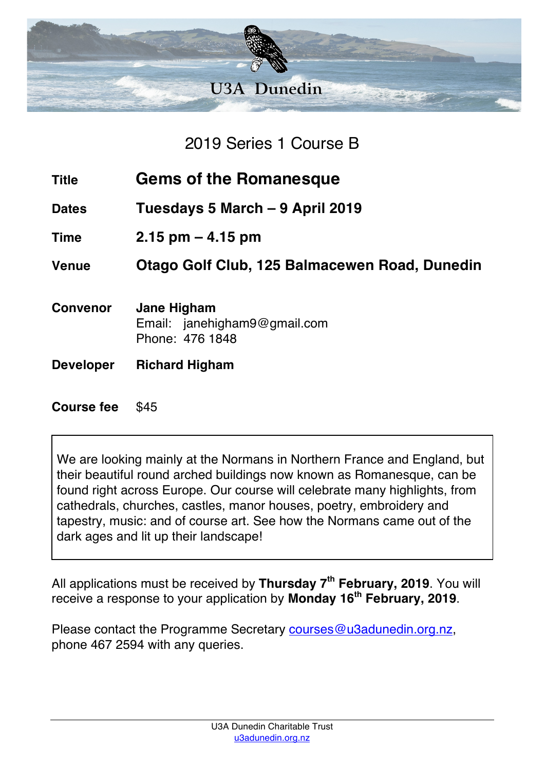# U3A Dunedin

## 2019 Series 1 Course B

| | |
|---|---|
| **Title** | **Gems of the Romanesque** |
| **Dates** | **Tuesdays 5 March – 9 April 2019** |
| **Time** | **2.15 pm – 4.15 pm** |
| **Venue** | **Otago Golf Club, 125 Balmacewen Road, Dunedin** |
| **Convenor** | **Jane Higham**<br>Email: janehigham9@gmail.com<br>Phone: 476 1848 |
| **Developer** | **Richard Higham** |
| **Course fee** | $45 |

We are looking mainly at the Normans in Northern France and England, but their beautiful round arched buildings now known as Romanesque, can be found right across Europe. Our course will celebrate many highlights, from cathedrals, churches, castles, manor houses, poetry, embroidery and tapestry, music: and of course art. See how the Normans came out of the dark ages and lit up their landscape!

All applications must be received by **Thursday 7th February, 2019**. You will receive a response to your application by **Monday 16th February, 2019**.

Please contact the Programme Secretary courses@u3adunedin.org.nz, phone 467 2594 with any queries.

U3A Dunedin Charitable Trust
u3adunedin.org.nz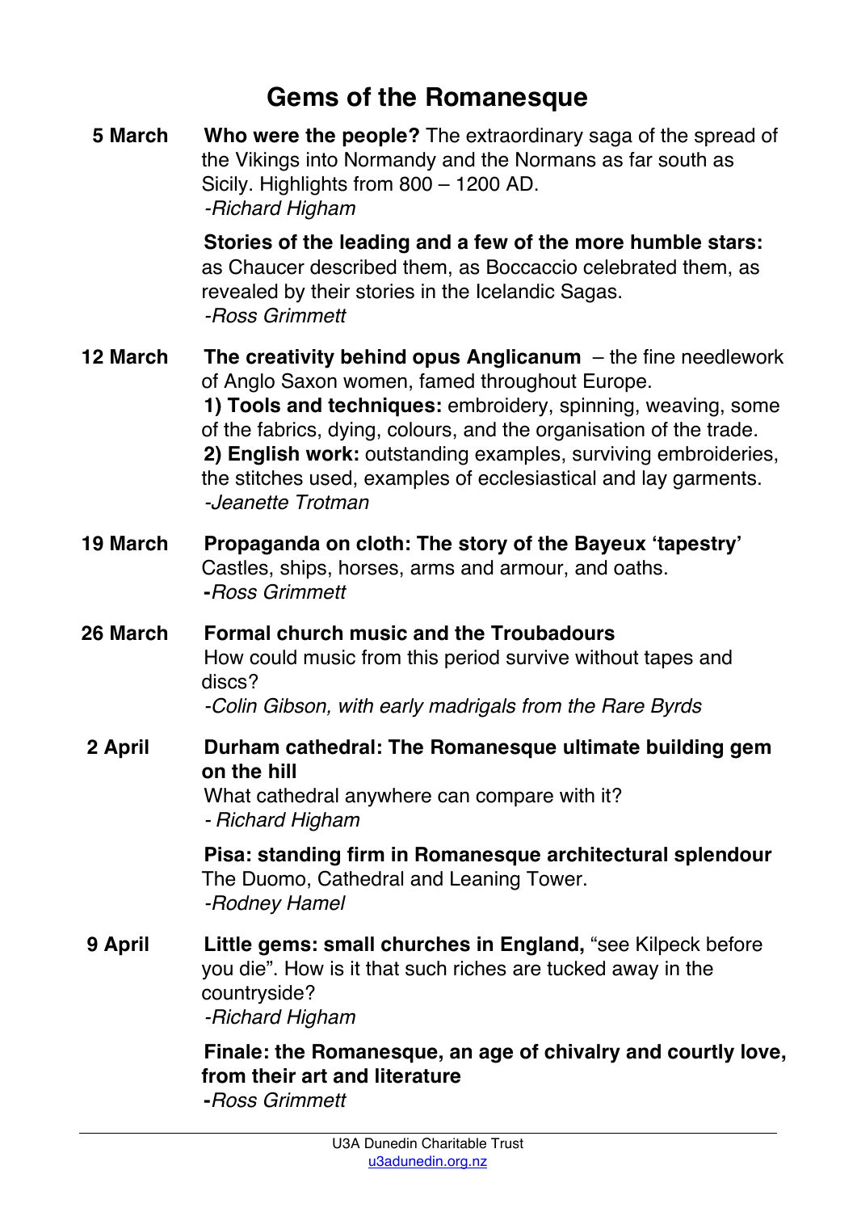# Gems of the Romanesque

**5 March** **Who were the people?** The extraordinary saga of the spread of the Vikings into Normandy and the Normans as far south as Sicily. Highlights from 800 – 1200 AD.
*-Richard Higham*

**Stories of the leading and a few of the more humble stars:** as Chaucer described them, as Boccaccio celebrated them, as revealed by their stories in the Icelandic Sagas.
*-Ross Grimmett*

**12 March** **The creativity behind opus Anglicanum** – the fine needlework of Anglo Saxon women, famed throughout Europe.
**1) Tools and techniques:** embroidery, spinning, weaving, some of the fabrics, dying, colours, and the organisation of the trade.
**2) English work:** outstanding examples, surviving embroideries, the stitches used, examples of ecclesiastical and lay garments.
*-Jeanette Trotman*

**19 March** **Propaganda on cloth: The story of the Bayeux 'tapestry'**
Castles, ships, horses, arms and armour, and oaths.
**-***Ross Grimmett*

**26 March** **Formal church music and the Troubadours**
How could music from this period survive without tapes and discs?
*-Colin Gibson, with early madrigals from the Rare Byrds*

**2 April** **Durham cathedral: The Romanesque ultimate building gem on the hill**
What cathedral anywhere can compare with it?
*- Richard Higham*

**Pisa: standing firm in Romanesque architectural splendour**
The Duomo, Cathedral and Leaning Tower.
*-Rodney Hamel*

**9 April** **Little gems: small churches in England,** "see Kilpeck before you die". How is it that such riches are tucked away in the countryside?
*-Richard Higham*

**Finale: the Romanesque, an age of chivalry and courtly love, from their art and literature**
**-***Ross Grimmett*

U3A Dunedin Charitable Trust
u3adunedin.org.nz